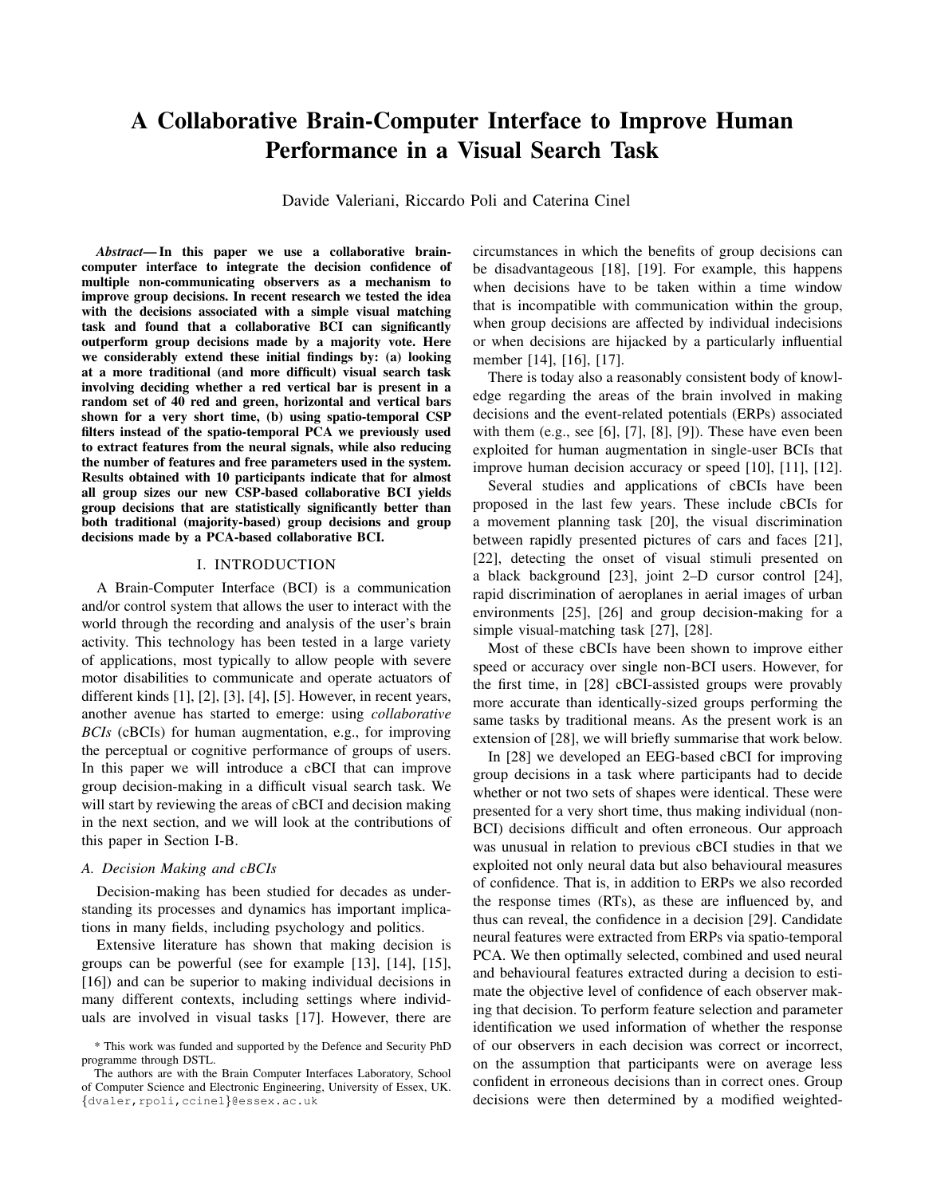# A Collaborative Brain-Computer Interface to Improve Human Performance in a Visual Search Task

Davide Valeriani, Riccardo Poli and Caterina Cinel

***Abstract*— In this paper we use a collaborative brain-computer interface to integrate the decision confidence of multiple non-communicating observers as a mechanism to improve group decisions. In recent research we tested the idea with the decisions associated with a simple visual matching task and found that a collaborative BCI can significantly outperform group decisions made by a majority vote. Here we considerably extend these initial findings by: (a) looking at a more traditional (and more difficult) visual search task involving deciding whether a red vertical bar is present in a random set of 40 red and green, horizontal and vertical bars shown for a very short time, (b) using spatio-temporal CSP filters instead of the spatio-temporal PCA we previously used to extract features from the neural signals, while also reducing the number of features and free parameters used in the system. Results obtained with 10 participants indicate that for almost all group sizes our new CSP-based collaborative BCI yields group decisions that are statistically significantly better than both traditional (majority-based) group decisions and group decisions made by a PCA-based collaborative BCI.**

## I. INTRODUCTION

A Brain-Computer Interface (BCI) is a communication and/or control system that allows the user to interact with the world through the recording and analysis of the user's brain activity. This technology has been tested in a large variety of applications, most typically to allow people with severe motor disabilities to communicate and operate actuators of different kinds [1], [2], [3], [4], [5]. However, in recent years, another avenue has started to emerge: using *collaborative BCIs* (cBCIs) for human augmentation, e.g., for improving the perceptual or cognitive performance of groups of users. In this paper we will introduce a cBCI that can improve group decision-making in a difficult visual search task. We will start by reviewing the areas of cBCI and decision making in the next section, and we will look at the contributions of this paper in Section I-B.

### *A. Decision Making and cBCIs*

Decision-making has been studied for decades as understanding its processes and dynamics has important implications in many fields, including psychology and politics.

Extensive literature has shown that making decision is groups can be powerful (see for example [13], [14], [15], [16]) and can be superior to making individual decisions in many different contexts, including settings where individuals are involved in visual tasks [17]. However, there are circumstances in which the benefits of group decisions can be disadvantageous [18], [19]. For example, this happens when decisions have to be taken within a time window that is incompatible with communication within the group, when group decisions are affected by individual indecisions or when decisions are hijacked by a particularly influential member [14], [16], [17].

There is today also a reasonably consistent body of knowledge regarding the areas of the brain involved in making decisions and the event-related potentials (ERPs) associated with them (e.g., see [6], [7], [8], [9]). These have even been exploited for human augmentation in single-user BCIs that improve human decision accuracy or speed [10], [11], [12].

Several studies and applications of cBCIs have been proposed in the last few years. These include cBCIs for a movement planning task [20], the visual discrimination between rapidly presented pictures of cars and faces [21], [22], detecting the onset of visual stimuli presented on a black background [23], joint 2–D cursor control [24], rapid discrimination of aeroplanes in aerial images of urban environments [25], [26] and group decision-making for a simple visual-matching task [27], [28].

Most of these cBCIs have been shown to improve either speed or accuracy over single non-BCI users. However, for the first time, in [28] cBCI-assisted groups were provably more accurate than identically-sized groups performing the same tasks by traditional means. As the present work is an extension of [28], we will briefly summarise that work below.

In [28] we developed an EEG-based cBCI for improving group decisions in a task where participants had to decide whether or not two sets of shapes were identical. These were presented for a very short time, thus making individual (non-BCI) decisions difficult and often erroneous. Our approach was unusual in relation to previous cBCI studies in that we exploited not only neural data but also behavioural measures of confidence. That is, in addition to ERPs we also recorded the response times (RTs), as these are influenced by, and thus can reveal, the confidence in a decision [29]. Candidate neural features were extracted from ERPs via spatio-temporal PCA. We then optimally selected, combined and used neural and behavioural features extracted during a decision to estimate the objective level of confidence of each observer making that decision. To perform feature selection and parameter identification we used information of whether the response of our observers in each decision was correct or incorrect, on the assumption that participants were on average less confident in erroneous decisions than in correct ones. Group decisions were then determined by a modified weighted-

* This work was funded and supported by the Defence and Security PhD programme through DSTL.

The authors are with the Brain Computer Interfaces Laboratory, School of Computer Science and Electronic Engineering, University of Essex, UK. {dvaler,rpoli,ccinel}@essex.ac.uk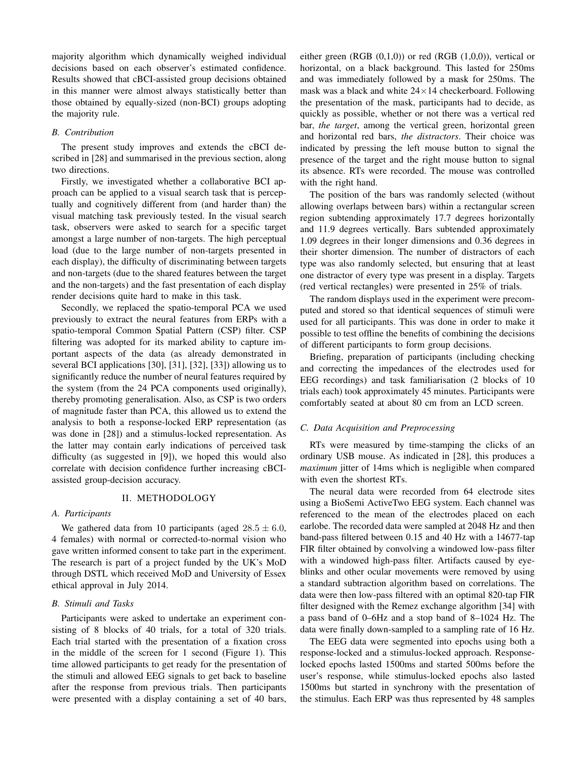majority algorithm which dynamically weighed individual decisions based on each observer's estimated confidence. Results showed that cBCI-assisted group decisions obtained in this manner were almost always statistically better than those obtained by equally-sized (non-BCI) groups adopting the majority rule.

### *B. Contribution*

The present study improves and extends the cBCI described in [28] and summarised in the previous section, along two directions.

Firstly, we investigated whether a collaborative BCI approach can be applied to a visual search task that is perceptually and cognitively different from (and harder than) the visual matching task previously tested. In the visual search task, observers were asked to search for a specific target amongst a large number of non-targets. The high perceptual load (due to the large number of non-targets presented in each display), the difficulty of discriminating between targets and non-targets (due to the shared features between the target and the non-targets) and the fast presentation of each display render decisions quite hard to make in this task.

Secondly, we replaced the spatio-temporal PCA we used previously to extract the neural features from ERPs with a spatio-temporal Common Spatial Pattern (CSP) filter. CSP filtering was adopted for its marked ability to capture important aspects of the data (as already demonstrated in several BCI applications [30], [31], [32], [33]) allowing us to significantly reduce the number of neural features required by the system (from the 24 PCA components used originally), thereby promoting generalisation. Also, as CSP is two orders of magnitude faster than PCA, this allowed us to extend the analysis to both a response-locked ERP representation (as was done in [28]) and a stimulus-locked representation. As the latter may contain early indications of perceived task difficulty (as suggested in [9]), we hoped this would also correlate with decision confidence further increasing cBCI-assisted group-decision accuracy.

## II. METHODOLOGY

### *A. Participants*

We gathered data from 10 participants (aged $28.5 \pm 6.0$, 4 females) with normal or corrected-to-normal vision who gave written informed consent to take part in the experiment. The research is part of a project funded by the UK's MoD through DSTL which received MoD and University of Essex ethical approval in July 2014.

### *B. Stimuli and Tasks*

Participants were asked to undertake an experiment consisting of 8 blocks of 40 trials, for a total of 320 trials. Each trial started with the presentation of a fixation cross in the middle of the screen for 1 second (Figure 1). This time allowed participants to get ready for the presentation of the stimuli and allowed EEG signals to get back to baseline after the response from previous trials. Then participants were presented with a display containing a set of 40 bars, either green (RGB (0,1,0)) or red (RGB (1,0,0)), vertical or horizontal, on a black background. This lasted for 250ms and was immediately followed by a mask for 250ms. The mask was a black and white $24 \times 14$ checkerboard. Following the presentation of the mask, participants had to decide, as quickly as possible, whether or not there was a vertical red bar, *the target*, among the vertical green, horizontal green and horizontal red bars, *the distractors*. Their choice was indicated by pressing the left mouse button to signal the presence of the target and the right mouse button to signal its absence. RTs were recorded. The mouse was controlled with the right hand.

The position of the bars was randomly selected (without allowing overlaps between bars) within a rectangular screen region subtending approximately 17.7 degrees horizontally and 11.9 degrees vertically. Bars subtended approximately 1.09 degrees in their longer dimensions and 0.36 degrees in their shorter dimension. The number of distractors of each type was also randomly selected, but ensuring that at least one distractor of every type was present in a display. Targets (red vertical rectangles) were presented in 25% of trials.

The random displays used in the experiment were precomputed and stored so that identical sequences of stimuli were used for all participants. This was done in order to make it possible to test offline the benefits of combining the decisions of different participants to form group decisions.

Briefing, preparation of participants (including checking and correcting the impedances of the electrodes used for EEG recordings) and task familiarisation (2 blocks of 10 trials each) took approximately 45 minutes. Participants were comfortably seated at about 80 cm from an LCD screen.

### *C. Data Acquisition and Preprocessing*

RTs were measured by time-stamping the clicks of an ordinary USB mouse. As indicated in [28], this produces a *maximum* jitter of 14ms which is negligible when compared with even the shortest RTs.

The neural data were recorded from 64 electrode sites using a BioSemi ActiveTwo EEG system. Each channel was referenced to the mean of the electrodes placed on each earlobe. The recorded data were sampled at 2048 Hz and then band-pass filtered between 0.15 and 40 Hz with a 14677-tap FIR filter obtained by convolving a windowed low-pass filter with a windowed high-pass filter. Artifacts caused by eye-blinks and other ocular movements were removed by using a standard subtraction algorithm based on correlations. The data were then low-pass filtered with an optimal 820-tap FIR filter designed with the Remez exchange algorithm [34] with a pass band of 0–6Hz and a stop band of 8–1024 Hz. The data were finally down-sampled to a sampling rate of 16 Hz.

The EEG data were segmented into epochs using both a response-locked and a stimulus-locked approach. Response-locked epochs lasted 1500ms and started 500ms before the user's response, while stimulus-locked epochs also lasted 1500ms but started in synchrony with the presentation of the stimulus. Each ERP was thus represented by 48 samples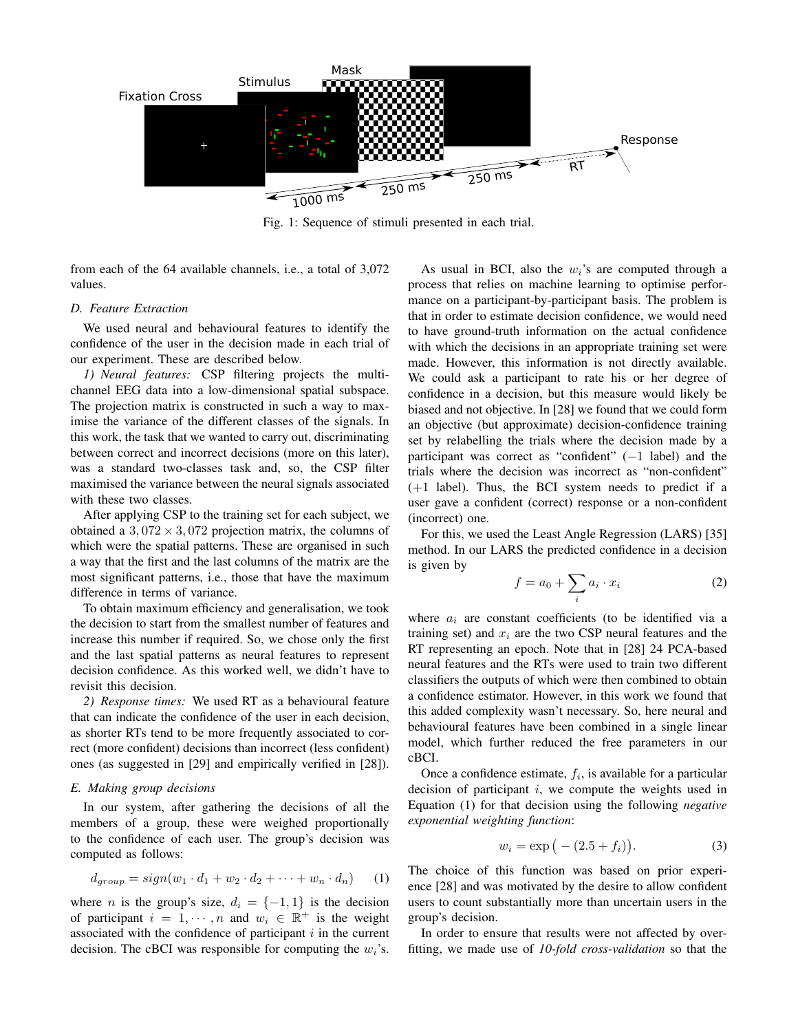Fig. 1: Sequence of stimuli presented in each trial.

from each of the 64 available channels, i.e., a total of 3,072 values.

### D. Feature Extraction

We used neural and behavioural features to identify the confidence of the user in the decision made in each trial of our experiment. These are described below.

*1) Neural features:* CSP filtering projects the multi-channel EEG data into a low-dimensional spatial subspace. The projection matrix is constructed in such a way to maximise the variance of the different classes of the signals. In this work, the task that we wanted to carry out, discriminating between correct and incorrect decisions (more on this later), was a standard two-classes task and, so, the CSP filter maximised the variance between the neural signals associated with these two classes.

After applying CSP to the training set for each subject, we obtained a $3,072 \times 3,072$ projection matrix, the columns of which were the spatial patterns. These are organised in such a way that the first and the last columns of the matrix are the most significant patterns, i.e., those that have the maximum difference in terms of variance.

To obtain maximum efficiency and generalisation, we took the decision to start from the smallest number of features and increase this number if required. So, we chose only the first and the last spatial patterns as neural features to represent decision confidence. As this worked well, we didn't have to revisit this decision.

*2) Response times:* We used RT as a behavioural feature that can indicate the confidence of the user in each decision, as shorter RTs tend to be more frequently associated to correct (more confident) decisions than incorrect (less confident) ones (as suggested in [29] and empirically verified in [28]).

### E. Making group decisions

In our system, after gathering the decisions of all the members of a group, these were weighed proportionally to the confidence of each user. The group's decision was computed as follows:

$$d_{group} = sign(w_1 \cdot d_1 + w_2 \cdot d_2 + \cdots + w_n \cdot d_n) \quad (1)$$

where $n$ is the group's size, $d_i = \{-1, 1\}$ is the decision of participant $i = 1, \cdots, n$ and $w_i \in \mathbb{R}^+$ is the weight associated with the confidence of participant $i$ in the current decision. The cBCI was responsible for computing the $w_i$'s.

As usual in BCI, also the $w_i$'s are computed through a process that relies on machine learning to optimise performance on a participant-by-participant basis. The problem is that in order to estimate decision confidence, we would need to have ground-truth information on the actual confidence with which the decisions in an appropriate training set were made. However, this information is not directly available. We could ask a participant to rate his or her degree of confidence in a decision, but this measure would likely be biased and not objective. In [28] we found that we could form an objective (but approximate) decision-confidence training set by relabelling the trials where the decision made by a participant was correct as "confident" ($-1$ label) and the trials where the decision was incorrect as "non-confident" ($+1$ label). Thus, the BCI system needs to predict if a user gave a confident (correct) response or a non-confident (incorrect) one.

For this, we used the Least Angle Regression (LARS) [35] method. In our LARS the predicted confidence in a decision is given by

$$f = a_0 + \sum_i a_i \cdot x_i \quad (2)$$

where $a_i$ are constant coefficients (to be identified via a training set) and $x_i$ are the two CSP neural features and the RT representing an epoch. Note that in [28] 24 PCA-based neural features and the RTs were used to train two different classifiers the outputs of which were then combined to obtain a confidence estimator. However, in this work we found that this added complexity wasn't necessary. So, here neural and behavioural features have been combined in a single linear model, which further reduced the free parameters in our cBCI.

Once a confidence estimate, $f_i$, is available for a particular decision of participant $i$, we compute the weights used in Equation (1) for that decision using the following *negative exponential weighting function*:

$$w_i = \exp\big(-(2.5 + f_i)\big). \quad (3)$$

The choice of this function was based on prior experience [28] and was motivated by the desire to allow confident users to count substantially more than uncertain users in the group's decision.

In order to ensure that results were not affected by overfitting, we made use of *10-fold cross-validation* so that the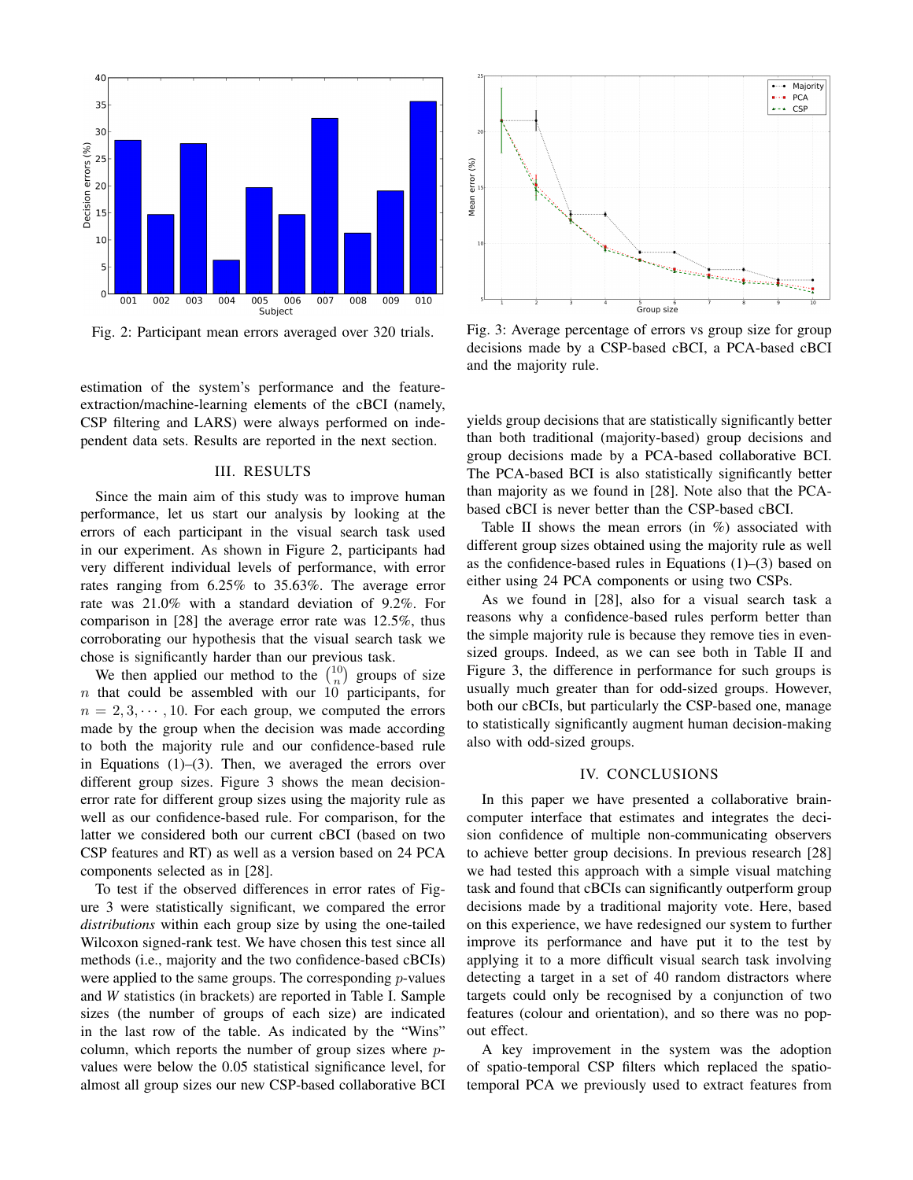Fig. 2: Participant mean errors averaged over 320 trials.

Fig. 3: Average percentage of errors vs group size for group decisions made by a CSP-based cBCI, a PCA-based cBCI and the majority rule.

estimation of the system's performance and the feature-extraction/machine-learning elements of the cBCI (namely, CSP filtering and LARS) were always performed on independent data sets. Results are reported in the next section.

## III. RESULTS

Since the main aim of this study was to improve human performance, let us start our analysis by looking at the errors of each participant in the visual search task used in our experiment. As shown in Figure 2, participants had very different individual levels of performance, with error rates ranging from 6.25% to 35.63%. The average error rate was 21.0% with a standard deviation of 9.2%. For comparison in [28] the average error rate was 12.5%, thus corroborating our hypothesis that the visual search task we chose is significantly harder than our previous task.

We then applied our method to the $\binom{10}{n}$ groups of size $n$ that could be assembled with our 10 participants, for $n = 2, 3, \cdots, 10$. For each group, we computed the errors made by the group when the decision was made according to both the majority rule and our confidence-based rule in Equations (1)–(3). Then, we averaged the errors over different group sizes. Figure 3 shows the mean decision-error rate for different group sizes using the majority rule as well as our confidence-based rule. For comparison, for the latter we considered both our current cBCI (based on two CSP features and RT) as well as a version based on 24 PCA components selected as in [28].

To test if the observed differences in error rates of Figure 3 were statistically significant, we compared the error *distributions* within each group size by using the one-tailed Wilcoxon signed-rank test. We have chosen this test since all methods (i.e., majority and the two confidence-based cBCIs) were applied to the same groups. The corresponding $p$-values and $W$ statistics (in brackets) are reported in Table I. Sample sizes (the number of groups of each size) are indicated in the last row of the table. As indicated by the "Wins" column, which reports the number of group sizes where $p$-values were below the 0.05 statistical significance level, for almost all group sizes our new CSP-based collaborative BCI yields group decisions that are statistically significantly better than both traditional (majority-based) group decisions and group decisions made by a PCA-based collaborative BCI. The PCA-based BCI is also statistically significantly better than majority as we found in [28]. Note also that the PCA-based cBCI is never better than the CSP-based cBCI.

Table II shows the mean errors (in %) associated with different group sizes obtained using the majority rule as well as the confidence-based rules in Equations (1)–(3) based on either using 24 PCA components or using two CSPs.

As we found in [28], also for a visual search task a reasons why a confidence-based rules perform better than the simple majority rule is because they remove ties in even-sized groups. Indeed, as we can see both in Table II and Figure 3, the difference in performance for such groups is usually much greater than for odd-sized groups. However, both our cBCIs, but particularly the CSP-based one, manage to statistically significantly augment human decision-making also with odd-sized groups.

## IV. CONCLUSIONS

In this paper we have presented a collaborative brain-computer interface that estimates and integrates the decision confidence of multiple non-communicating observers to achieve better group decisions. In previous research [28] we had tested this approach with a simple visual matching task and found that cBCIs can significantly outperform group decisions made by a traditional majority vote. Here, based on this experience, we have redesigned our system to further improve its performance and have put it to the test by applying it to a more difficult visual search task involving detecting a target in a set of 40 random distractors where targets could only be recognised by a conjunction of two features (colour and orientation), and so there was no pop-out effect.

A key improvement in the system was the adoption of spatio-temporal CSP filters which replaced the spatio-temporal PCA we previously used to extract features from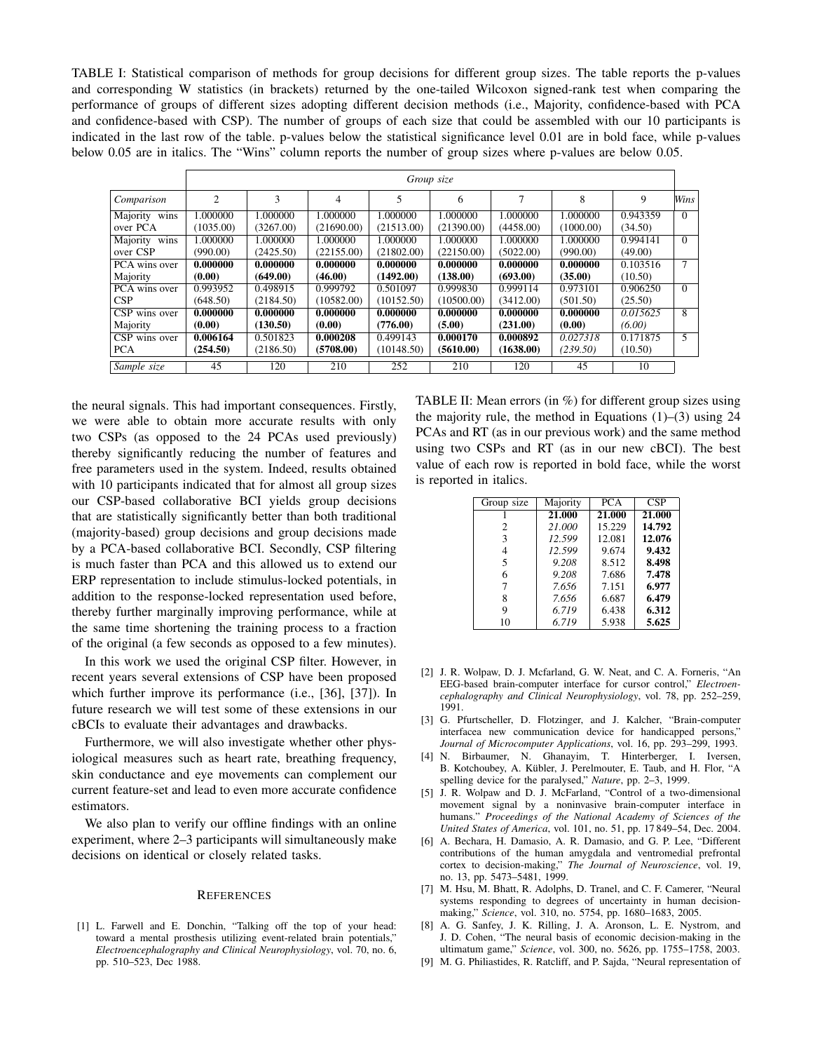TABLE I: Statistical comparison of methods for group decisions for different group sizes. The table reports the p-values and corresponding W statistics (in brackets) returned by the one-tailed Wilcoxon signed-rank test when comparing the performance of groups of different sizes adopting different decision methods (i.e., Majority, confidence-based with PCA and confidence-based with CSP). The number of groups of each size that could be assembled with our 10 participants is indicated in the last row of the table. p-values below the statistical significance level 0.01 are in bold face, while p-values below 0.05 are in italics. The "Wins" column reports the number of group sizes where p-values are below 0.05.

| | *Group size* | | | | | | | | |
|---|---|---|---|---|---|---|---|---|---|
| *Comparison* | 2 | 3 | 4 | 5 | 6 | 7 | 8 | 9 | *Wins* |
| Majority wins over PCA | 1.000000 (1035.00) | 1.000000 (3267.00) | 1.000000 (21690.00) | 1.000000 (21513.00) | 1.000000 (21390.00) | 1.000000 (4458.00) | 1.000000 (1000.00) | 0.943359 (34.50) | 0 |
| Majority wins over CSP | 1.000000 (990.00) | 1.000000 (2425.50) | 1.000000 (22155.00) | 1.000000 (21802.00) | 1.000000 (22150.00) | 1.000000 (5022.00) | 1.000000 (990.00) | 0.994141 (49.00) | 0 |
| PCA wins over Majority | **0.000000 (0.00)** | **0.000000 (649.00)** | **0.000000 (46.00)** | **0.000000 (1492.00)** | **0.000000 (138.00)** | **0.000000 (693.00)** | **0.000000 (35.00)** | 0.103516 (10.50) | 7 |
| PCA wins over CSP | 0.993952 (648.50) | 0.498915 (2184.50) | 0.999792 (10582.00) | 0.501097 (10152.50) | 0.999830 (10500.00) | 0.999114 (3412.00) | 0.973101 (501.50) | 0.906250 (25.50) | 0 |
| CSP wins over Majority | **0.000000 (0.00)** | **0.000000 (130.50)** | **0.000000 (0.00)** | **0.000000 (776.00)** | **0.000000 (5.00)** | **0.000000 (231.00)** | **0.000000 (0.00)** | *0.015625 (6.00)* | 8 |
| CSP wins over PCA | **0.006164 (254.50)** | 0.501823 (2186.50) | **0.000208 (5708.00)** | 0.499143 (10148.50) | **0.000170 (5610.00)** | **0.000892 (1638.00)** | *0.027318 (239.50)* | 0.171875 (10.50) | 5 |
| *Sample size* | 45 | 120 | 210 | 252 | 210 | 120 | 45 | 10 | |

the neural signals. This had important consequences. Firstly, we were able to obtain more accurate results with only two CSPs (as opposed to the 24 PCAs used previously) thereby significantly reducing the number of features and free parameters used in the system. Indeed, results obtained with 10 participants indicated that for almost all group sizes our CSP-based collaborative BCI yields group decisions that are statistically significantly better than both traditional (majority-based) group decisions and group decisions made by a PCA-based collaborative BCI. Secondly, CSP filtering is much faster than PCA and this allowed us to extend our ERP representation to include stimulus-locked potentials, in addition to the response-locked representation used before, thereby further marginally improving performance, while at the same time shortening the training process to a fraction of the original (a few seconds as opposed to a few minutes).

In this work we used the original CSP filter. However, in recent years several extensions of CSP have been proposed which further improve its performance (i.e., [36], [37]). In future research we will test some of these extensions in our cBCIs to evaluate their advantages and drawbacks.

Furthermore, we will also investigate whether other physiological measures such as heart rate, breathing frequency, skin conductance and eye movements can complement our current feature-set and lead to even more accurate confidence estimators.

We also plan to verify our offline findings with an online experiment, where 2–3 participants will simultaneously make decisions on identical or closely related tasks.

TABLE II: Mean errors (in %) for different group sizes using the majority rule, the method in Equations (1)–(3) using 24 PCAs and RT (as in our previous work) and the same method using two CSPs and RT (as in our new cBCI). The best value of each row is reported in bold face, while the worst is reported in italics.

| Group size | Majority | PCA | CSP |
|---|---|---|---|
| 1 | **21.000** | **21.000** | **21.000** |
| 2 | *21.000* | 15.229 | **14.792** |
| 3 | *12.599* | 12.081 | **12.076** |
| 4 | *12.599* | 9.674 | **9.432** |
| 5 | *9.208* | 8.512 | **8.498** |
| 6 | *9.208* | 7.686 | **7.478** |
| 7 | *7.656* | 7.151 | **6.977** |
| 8 | *7.656* | 6.687 | **6.479** |
| 9 | *6.719* | 6.438 | **6.312** |
| 10 | *6.719* | 5.938 | **5.625** |

## References

[1] L. Farwell and E. Donchin, "Talking off the top of your head: toward a mental prosthesis utilizing event-related brain potentials," *Electroencephalography and Clinical Neurophysiology*, vol. 70, no. 6, pp. 510–523, Dec 1988.

[2] J. R. Wolpaw, D. J. Mcfarland, G. W. Neat, and C. A. Forneris, "An EEG-based brain-computer interface for cursor control," *Electroencephalography and Clinical Neurophysiology*, vol. 78, pp. 252–259, 1991.

[3] G. Pfurtscheller, D. Flotzinger, and J. Kalcher, "Brain-computer interfacea new communication device for handicapped persons," *Journal of Microcomputer Applications*, vol. 16, pp. 293–299, 1993.

[4] N. Birbaumer, N. Ghanayim, T. Hinterberger, I. Iversen, B. Kotchoubey, A. Kübler, J. Perelmouter, E. Taub, and H. Flor, "A spelling device for the paralysed," *Nature*, pp. 2–3, 1999.

[5] J. R. Wolpaw and D. J. McFarland, "Control of a two-dimensional movement signal by a noninvasive brain-computer interface in humans." *Proceedings of the National Academy of Sciences of the United States of America*, vol. 101, no. 51, pp. 17 849–54, Dec. 2004.

[6] A. Bechara, H. Damasio, A. R. Damasio, and G. P. Lee, "Different contributions of the human amygdala and ventromedial prefrontal cortex to decision-making," *The Journal of Neuroscience*, vol. 19, no. 13, pp. 5473–5481, 1999.

[7] M. Hsu, M. Bhatt, R. Adolphs, D. Tranel, and C. F. Camerer, "Neural systems responding to degrees of uncertainty in human decision-making," *Science*, vol. 310, no. 5754, pp. 1680–1683, 2005.

[8] A. G. Sanfey, J. K. Rilling, J. A. Aronson, L. E. Nystrom, and J. D. Cohen, "The neural basis of economic decision-making in the ultimatum game," *Science*, vol. 300, no. 5626, pp. 1755–1758, 2003.

[9] M. G. Philiastides, R. Ratcliff, and P. Sajda, "Neural representation of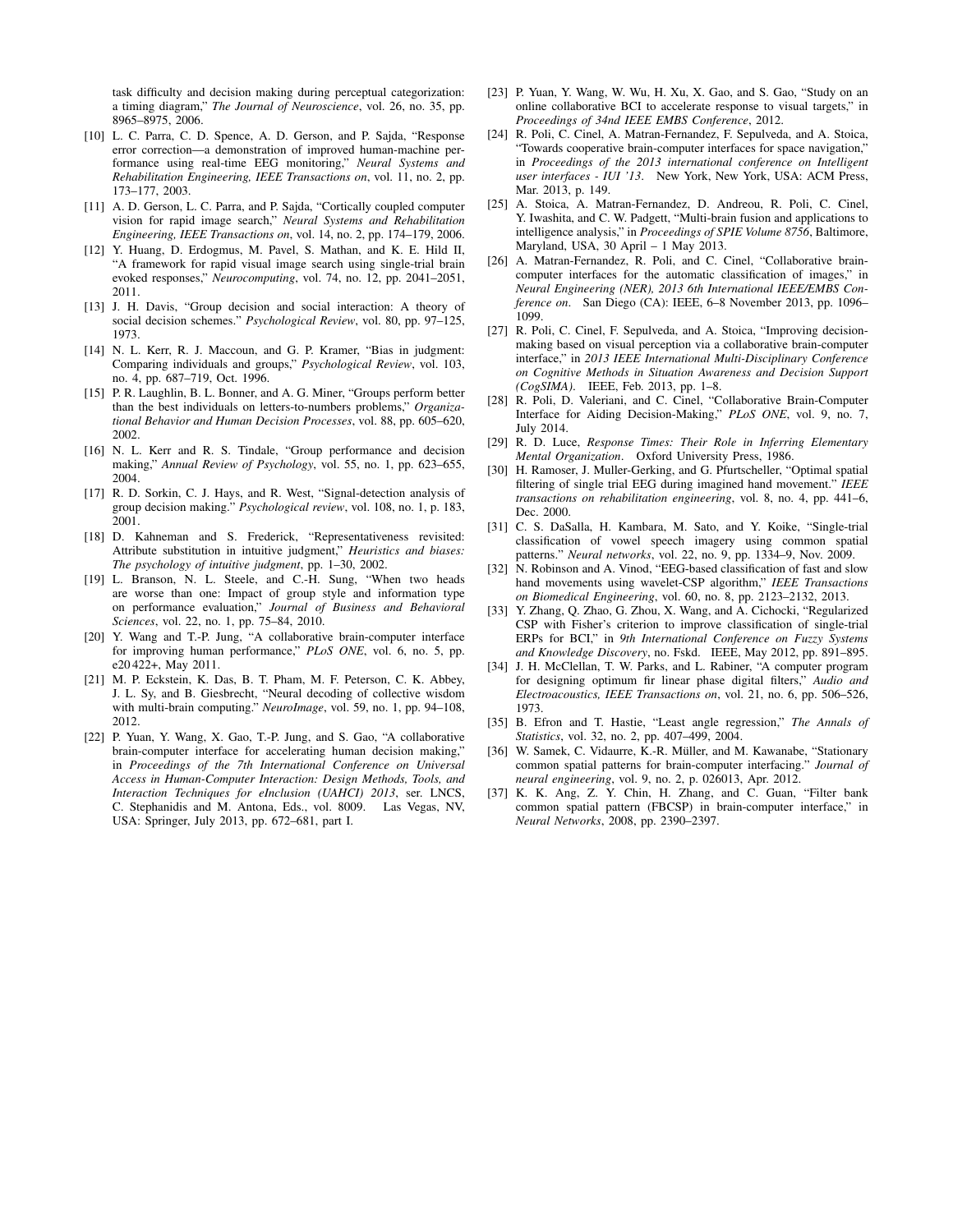task difficulty and decision making during perceptual categorization: a timing diagram," *The Journal of Neuroscience*, vol. 26, no. 35, pp. 8965–8975, 2006.

[10] L. C. Parra, C. D. Spence, A. D. Gerson, and P. Sajda, "Response error correction—a demonstration of improved human-machine performance using real-time EEG monitoring," *Neural Systems and Rehabilitation Engineering, IEEE Transactions on*, vol. 11, no. 2, pp. 173–177, 2003.

[11] A. D. Gerson, L. C. Parra, and P. Sajda, "Cortically coupled computer vision for rapid image search," *Neural Systems and Rehabilitation Engineering, IEEE Transactions on*, vol. 14, no. 2, pp. 174–179, 2006.

[12] Y. Huang, D. Erdogmus, M. Pavel, S. Mathan, and K. E. Hild II, "A framework for rapid visual image search using single-trial brain evoked responses," *Neurocomputing*, vol. 74, no. 12, pp. 2041–2051, 2011.

[13] J. H. Davis, "Group decision and social interaction: A theory of social decision schemes." *Psychological Review*, vol. 80, pp. 97–125, 1973.

[14] N. L. Kerr, R. J. Maccoun, and G. P. Kramer, "Bias in judgment: Comparing individuals and groups," *Psychological Review*, vol. 103, no. 4, pp. 687–719, Oct. 1996.

[15] P. R. Laughlin, B. L. Bonner, and A. G. Miner, "Groups perform better than the best individuals on letters-to-numbers problems," *Organizational Behavior and Human Decision Processes*, vol. 88, pp. 605–620, 2002.

[16] N. L. Kerr and R. S. Tindale, "Group performance and decision making," *Annual Review of Psychology*, vol. 55, no. 1, pp. 623–655, 2004.

[17] R. D. Sorkin, C. J. Hays, and R. West, "Signal-detection analysis of group decision making." *Psychological review*, vol. 108, no. 1, p. 183, 2001.

[18] D. Kahneman and S. Frederick, "Representativeness revisited: Attribute substitution in intuitive judgment," *Heuristics and biases: The psychology of intuitive judgment*, pp. 1–30, 2002.

[19] L. Branson, N. L. Steele, and C.-H. Sung, "When two heads are worse than one: Impact of group style and information type on performance evaluation," *Journal of Business and Behavioral Sciences*, vol. 22, no. 1, pp. 75–84, 2010.

[20] Y. Wang and T.-P. Jung, "A collaborative brain-computer interface for improving human performance," *PLoS ONE*, vol. 6, no. 5, pp. e20 422+, May 2011.

[21] M. P. Eckstein, K. Das, B. T. Pham, M. F. Peterson, C. K. Abbey, J. L. Sy, and B. Giesbrecht, "Neural decoding of collective wisdom with multi-brain computing." *NeuroImage*, vol. 59, no. 1, pp. 94–108, 2012.

[22] P. Yuan, Y. Wang, X. Gao, T.-P. Jung, and S. Gao, "A collaborative brain-computer interface for accelerating human decision making," in *Proceedings of the 7th International Conference on Universal Access in Human-Computer Interaction: Design Methods, Tools, and Interaction Techniques for eInclusion (UAHCI) 2013*, ser. LNCS, C. Stephanidis and M. Antona, Eds., vol. 8009. Las Vegas, NV, USA: Springer, July 2013, pp. 672–681, part I.

[23] P. Yuan, Y. Wang, W. Wu, H. Xu, X. Gao, and S. Gao, "Study on an online collaborative BCI to accelerate response to visual targets," in *Proceedings of 34nd IEEE EMBS Conference*, 2012.

[24] R. Poli, C. Cinel, A. Matran-Fernandez, F. Sepulveda, and A. Stoica, "Towards cooperative brain-computer interfaces for space navigation," in *Proceedings of the 2013 international conference on Intelligent user interfaces - IUI '13*. New York, New York, USA: ACM Press, Mar. 2013, p. 149.

[25] A. Stoica, A. Matran-Fernandez, D. Andreou, R. Poli, C. Cinel, Y. Iwashita, and C. W. Padgett, "Multi-brain fusion and applications to intelligence analysis," in *Proceedings of SPIE Volume 8756*, Baltimore, Maryland, USA, 30 April – 1 May 2013.

[26] A. Matran-Fernandez, R. Poli, and C. Cinel, "Collaborative brain-computer interfaces for the automatic classification of images," in *Neural Engineering (NER), 2013 6th International IEEE/EMBS Conference on*. San Diego (CA): IEEE, 6–8 November 2013, pp. 1096–1099.

[27] R. Poli, C. Cinel, F. Sepulveda, and A. Stoica, "Improving decision-making based on visual perception via a collaborative brain-computer interface," in *2013 IEEE International Multi-Disciplinary Conference on Cognitive Methods in Situation Awareness and Decision Support (CogSIMA)*. IEEE, Feb. 2013, pp. 1–8.

[28] R. Poli, D. Valeriani, and C. Cinel, "Collaborative Brain-Computer Interface for Aiding Decision-Making," *PLoS ONE*, vol. 9, no. 7, July 2014.

[29] R. D. Luce, *Response Times: Their Role in Inferring Elementary Mental Organization*. Oxford University Press, 1986.

[30] H. Ramoser, J. Muller-Gerking, and G. Pfurtscheller, "Optimal spatial filtering of single trial EEG during imagined hand movement." *IEEE transactions on rehabilitation engineering*, vol. 8, no. 4, pp. 441–6, Dec. 2000.

[31] C. S. DaSalla, H. Kambara, M. Sato, and Y. Koike, "Single-trial classification of vowel speech imagery using common spatial patterns." *Neural networks*, vol. 22, no. 9, pp. 1334–9, Nov. 2009.

[32] N. Robinson and A. Vinod, "EEG-based classification of fast and slow hand movements using wavelet-CSP algorithm," *IEEE Transactions on Biomedical Engineering*, vol. 60, no. 8, pp. 2123–2132, 2013.

[33] Y. Zhang, Q. Zhao, G. Zhou, X. Wang, and A. Cichocki, "Regularized CSP with Fisher's criterion to improve classification of single-trial ERPs for BCI," in *9th International Conference on Fuzzy Systems and Knowledge Discovery*, no. Fskd. IEEE, May 2012, pp. 891–895.

[34] J. H. McClellan, T. W. Parks, and L. Rabiner, "A computer program for designing optimum fir linear phase digital filters," *Audio and Electroacoustics, IEEE Transactions on*, vol. 21, no. 6, pp. 506–526, 1973.

[35] B. Efron and T. Hastie, "Least angle regression," *The Annals of Statistics*, vol. 32, no. 2, pp. 407–499, 2004.

[36] W. Samek, C. Vidaurre, K.-R. Müller, and M. Kawanabe, "Stationary common spatial patterns for brain-computer interfacing." *Journal of neural engineering*, vol. 9, no. 2, p. 026013, Apr. 2012.

[37] K. K. Ang, Z. Y. Chin, H. Zhang, and C. Guan, "Filter bank common spatial pattern (FBCSP) in brain-computer interface," in *Neural Networks*, 2008, pp. 2390–2397.